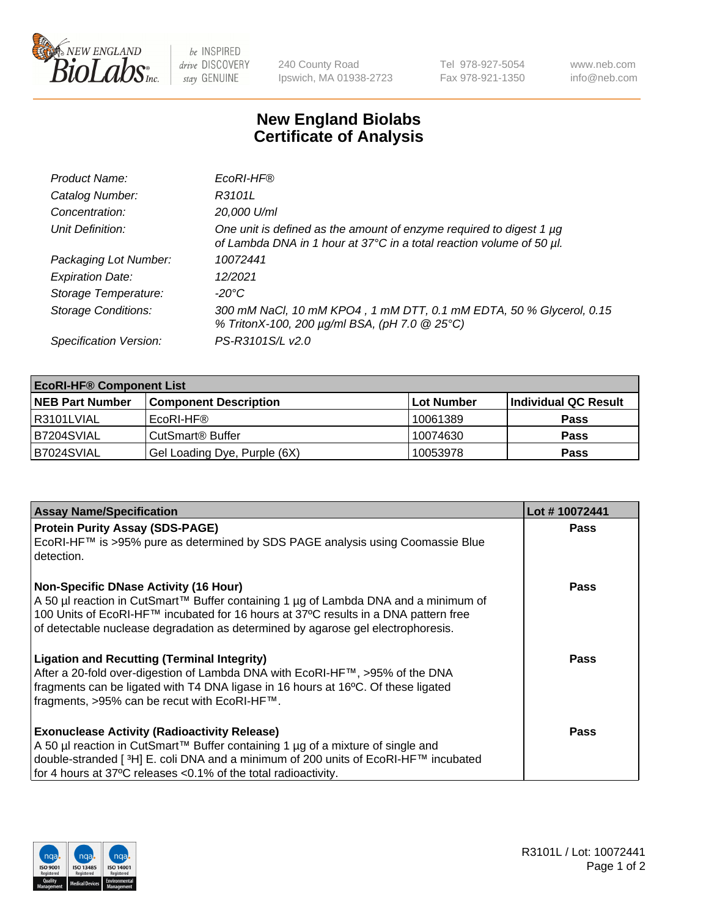# New England Biolabs Certificate of Analysis

| | |
|---|---|
| *Product Name:* | *EcoRI-HF®* |
| *Catalog Number:* | *R3101L* |
| *Concentration:* | *20,000 U/ml* |
| *Unit Definition:* | *One unit is defined as the amount of enzyme required to digest 1 µg of Lambda DNA in 1 hour at 37°C in a total reaction volume of 50 µl.* |
| *Packaging Lot Number:* | *10072441* |
| *Expiration Date:* | *12/2021* |
| *Storage Temperature:* | *-20°C* |
| *Storage Conditions:* | *300 mM NaCl, 10 mM KPO4 , 1 mM DTT, 0.1 mM EDTA, 50 % Glycerol, 0.15 % TritonX-100, 200 µg/ml BSA, (pH 7.0 @ 25°C)* |
| *Specification Version:* | *PS-R3101S/L v2.0* |

| **EcoRI-HF® Component List** | | | |
|---|---|---|---|
| **NEB Part Number** | **Component Description** | **Lot Number** | **Individual QC Result** |
| R3101LVIAL | EcoRI-HF® | 10061389 | **Pass** |
| B7204SVIAL | CutSmart® Buffer | 10074630 | **Pass** |
| B7024SVIAL | Gel Loading Dye, Purple (6X) | 10053978 | **Pass** |

| **Assay Name/Specification** | **Lot # 10072441** |
|---|---|
| **Protein Purity Assay (SDS-PAGE)**<br>EcoRI-HF™ is >95% pure as determined by SDS PAGE analysis using Coomassie Blue detection. | **Pass** |
| **Non-Specific DNase Activity (16 Hour)**<br>A 50 µl reaction in CutSmart™ Buffer containing 1 µg of Lambda DNA and a minimum of 100 Units of EcoRI-HF™ incubated for 16 hours at 37ºC results in a DNA pattern free of detectable nuclease degradation as determined by agarose gel electrophoresis. | **Pass** |
| **Ligation and Recutting (Terminal Integrity)**<br>After a 20-fold over-digestion of Lambda DNA with EcoRI-HF™, >95% of the DNA fragments can be ligated with T4 DNA ligase in 16 hours at 16ºC. Of these ligated fragments, >95% can be recut with EcoRI-HF™. | **Pass** |
| **Exonuclease Activity (Radioactivity Release)**<br>A 50 µl reaction in CutSmart™ Buffer containing 1 µg of a mixture of single and double-stranded [ $^3$H] E. coli DNA and a minimum of 200 units of EcoRI-HF™ incubated for 4 hours at 37ºC releases <0.1% of the total radioactivity. | **Pass** |

R3101L / Lot: 10072441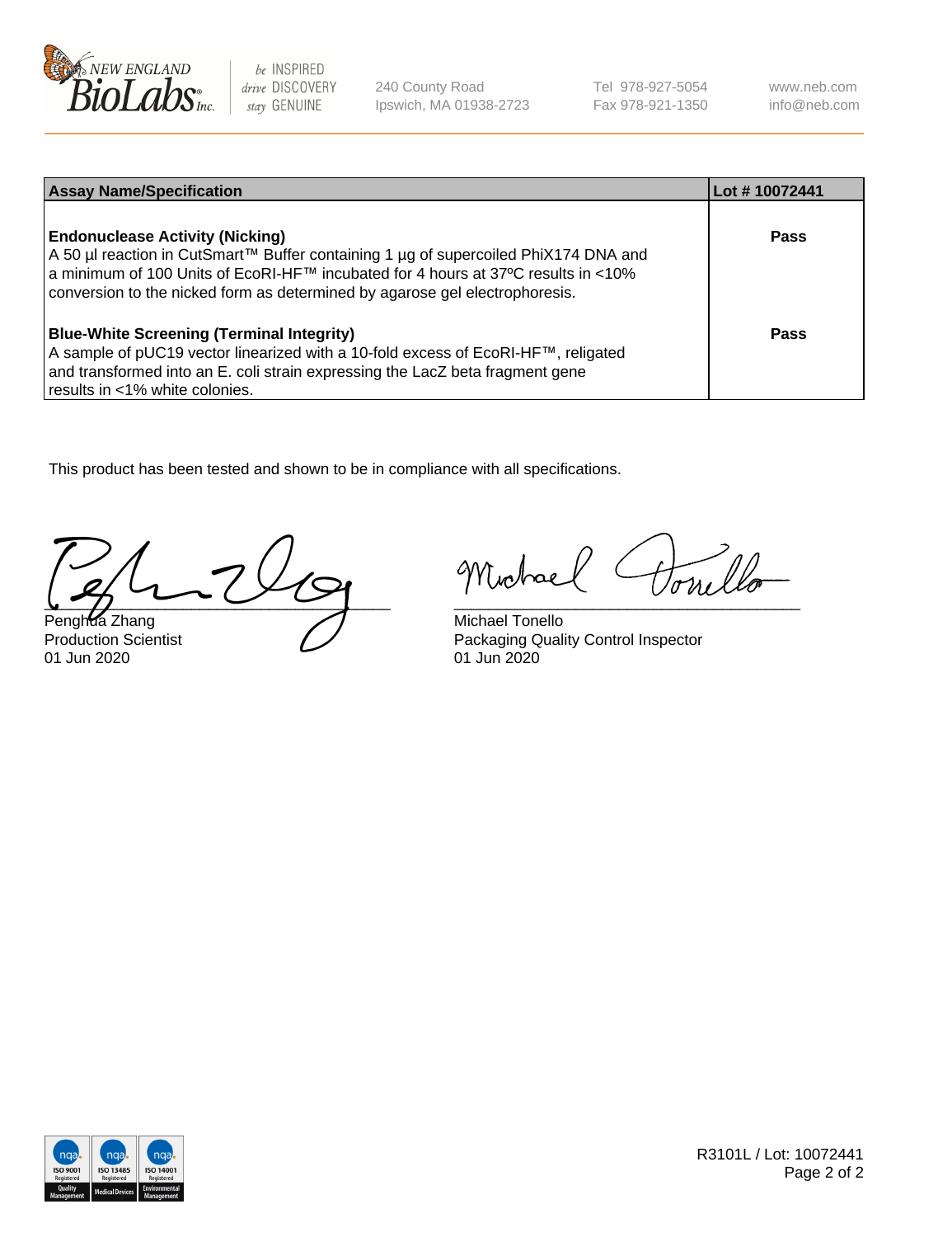| Assay Name/Specification | Lot # 10072441 |
| --- | --- |
| **Endonuclease Activity (Nicking)**<br>A 50 µl reaction in CutSmart™ Buffer containing 1 µg of supercoiled PhiX174 DNA and a minimum of 100 Units of EcoRI-HF™ incubated for 4 hours at 37ºC results in <10% conversion to the nicked form as determined by agarose gel electrophoresis. | **Pass** |
| **Blue-White Screening (Terminal Integrity)**<br>A sample of pUC19 vector linearized with a 10-fold excess of EcoRI-HF™, religated and transformed into an E. coli strain expressing the LacZ beta fragment gene results in <1% white colonies. | **Pass** |

This product has been tested and shown to be in compliance with all specifications.

Penghua Zhang
Production Scientist
01 Jun 2020

Michael Tonello
Packaging Quality Control Inspector
01 Jun 2020

R3101L / Lot: 10072441